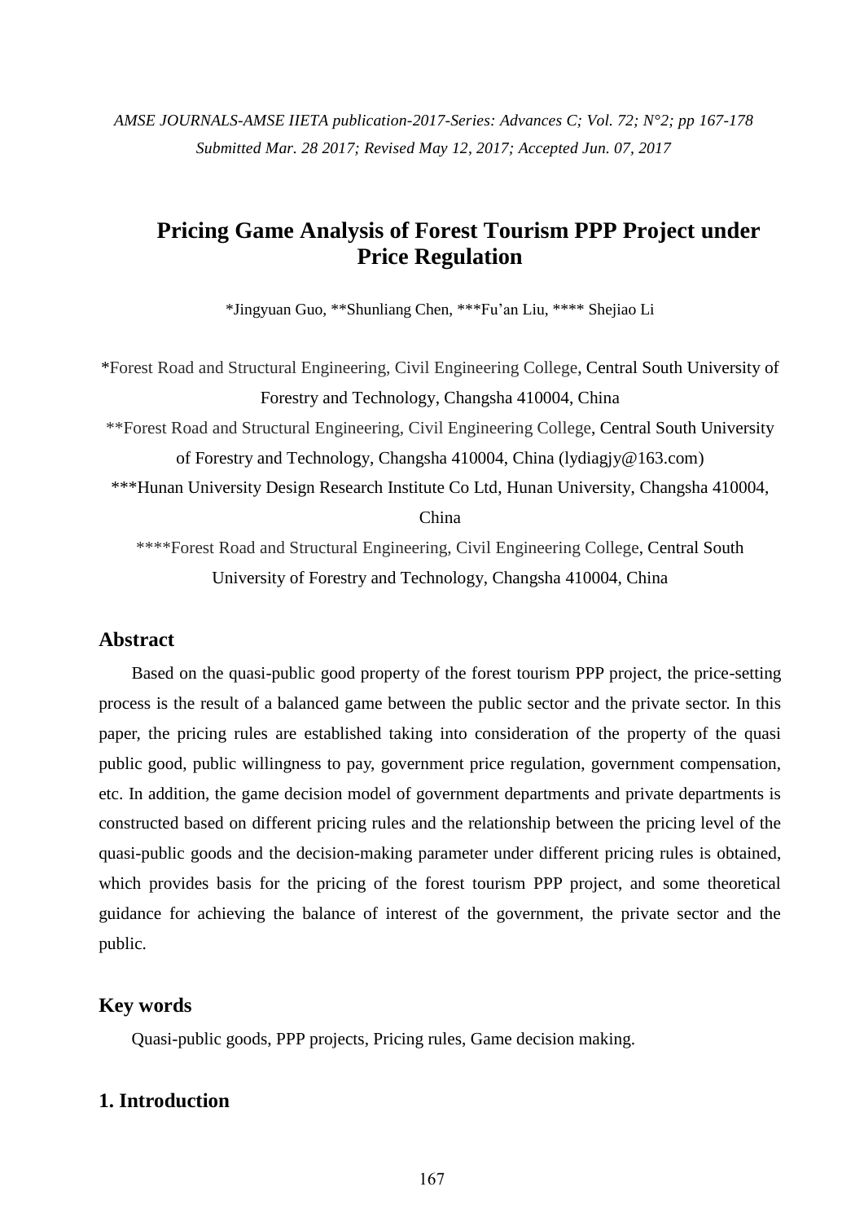# Pricing Game Analysis of Forest Tourism PPP Project under Price Regulation

*Jingyuan Guo, **Shunliang Chen, ***Fu'an Liu, **** Shejiao Li

*Forest Road and Structural Engineering, Civil Engineering College, Central South University of Forestry and Technology, Changsha 410004, China

**Forest Road and Structural Engineering, Civil Engineering College, Central South University of Forestry and Technology, Changsha 410004, China (lydiagjy@163.com)

***Hunan University Design Research Institute Co Ltd, Hunan University, Changsha 410004, China

****Forest Road and Structural Engineering, Civil Engineering College, Central South University of Forestry and Technology, Changsha 410004, China

## Abstract

Based on the quasi-public good property of the forest tourism PPP project, the price-setting process is the result of a balanced game between the public sector and the private sector. In this paper, the pricing rules are established taking into consideration of the property of the quasi public good, public willingness to pay, government price regulation, government compensation, etc. In addition, the game decision model of government departments and private departments is constructed based on different pricing rules and the relationship between the pricing level of the quasi-public goods and the decision-making parameter under different pricing rules is obtained, which provides basis for the pricing of the forest tourism PPP project, and some theoretical guidance for achieving the balance of interest of the government, the private sector and the public.

## Key words

Quasi-public goods, PPP projects, Pricing rules, Game decision making.

## 1. Introduction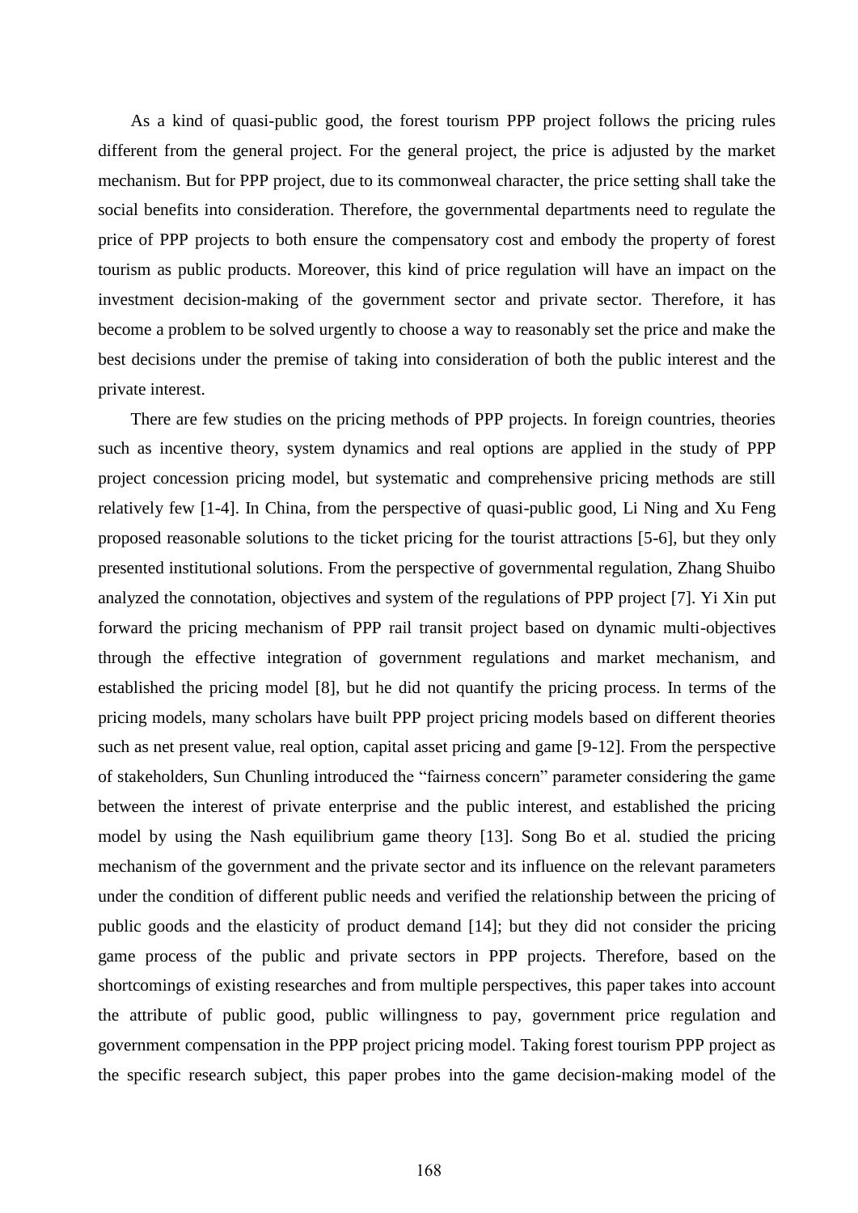As a kind of quasi-public good, the forest tourism PPP project follows the pricing rules different from the general project. For the general project, the price is adjusted by the market mechanism. But for PPP project, due to its commonweal character, the price setting shall take the social benefits into consideration. Therefore, the governmental departments need to regulate the price of PPP projects to both ensure the compensatory cost and embody the property of forest tourism as public products. Moreover, this kind of price regulation will have an impact on the investment decision-making of the government sector and private sector. Therefore, it has become a problem to be solved urgently to choose a way to reasonably set the price and make the best decisions under the premise of taking into consideration of both the public interest and the private interest.

There are few studies on the pricing methods of PPP projects. In foreign countries, theories such as incentive theory, system dynamics and real options are applied in the study of PPP project concession pricing model, but systematic and comprehensive pricing methods are still relatively few [1-4]. In China, from the perspective of quasi-public good, Li Ning and Xu Feng proposed reasonable solutions to the ticket pricing for the tourist attractions [5-6], but they only presented institutional solutions. From the perspective of governmental regulation, Zhang Shuibo analyzed the connotation, objectives and system of the regulations of PPP project [7]. Yi Xin put forward the pricing mechanism of PPP rail transit project based on dynamic multi-objectives through the effective integration of government regulations and market mechanism, and established the pricing model [8], but he did not quantify the pricing process. In terms of the pricing models, many scholars have built PPP project pricing models based on different theories such as net present value, real option, capital asset pricing and game [9-12]. From the perspective of stakeholders, Sun Chunling introduced the "fairness concern" parameter considering the game between the interest of private enterprise and the public interest, and established the pricing model by using the Nash equilibrium game theory [13]. Song Bo et al. studied the pricing mechanism of the government and the private sector and its influence on the relevant parameters under the condition of different public needs and verified the relationship between the pricing of public goods and the elasticity of product demand [14]; but they did not consider the pricing game process of the public and private sectors in PPP projects. Therefore, based on the shortcomings of existing researches and from multiple perspectives, this paper takes into account the attribute of public good, public willingness to pay, government price regulation and government compensation in the PPP project pricing model. Taking forest tourism PPP project as the specific research subject, this paper probes into the game decision-making model of the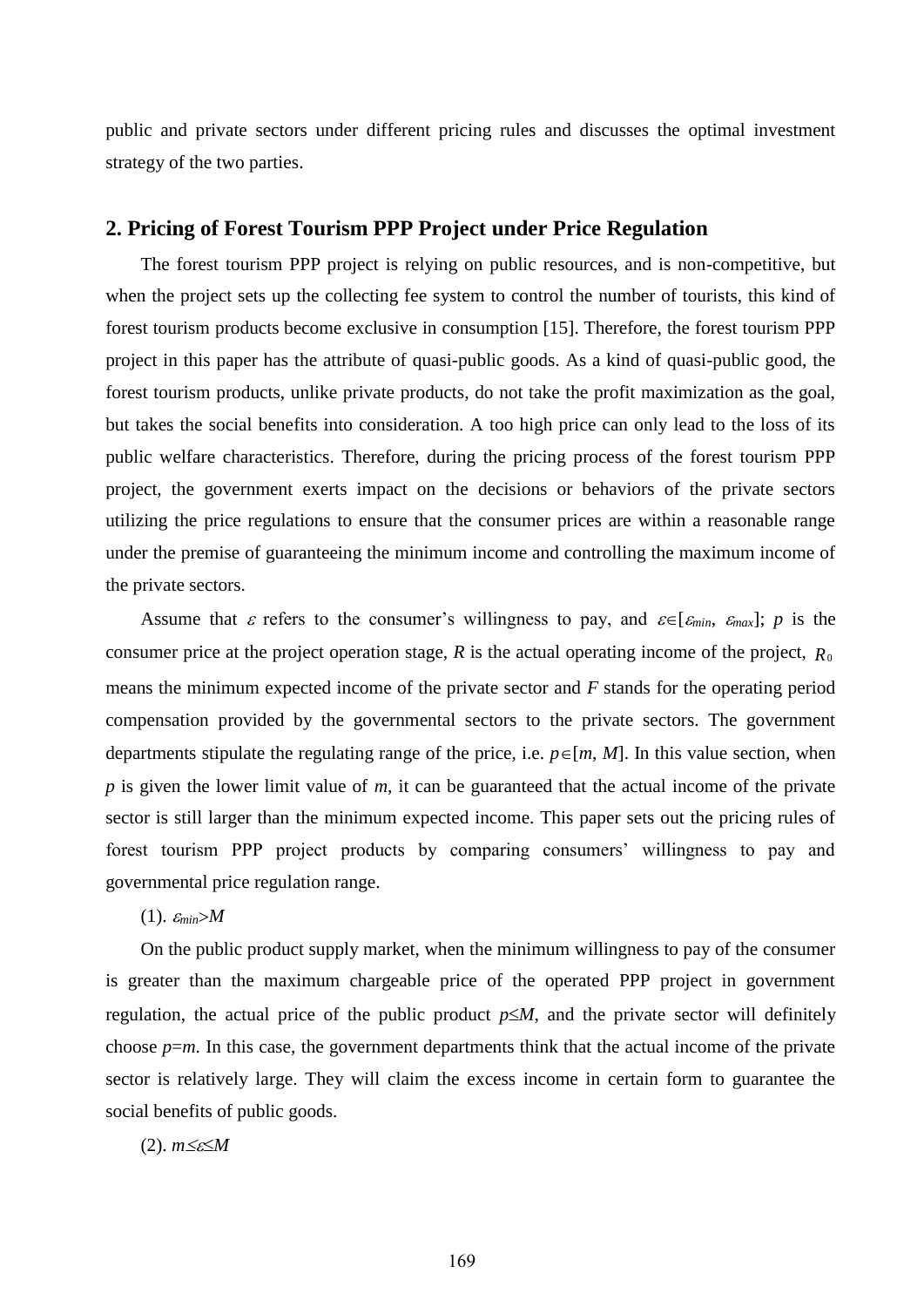public and private sectors under different pricing rules and discusses the optimal investment strategy of the two parties.

## 2. Pricing of Forest Tourism PPP Project under Price Regulation

The forest tourism PPP project is relying on public resources, and is non-competitive, but when the project sets up the collecting fee system to control the number of tourists, this kind of forest tourism products become exclusive in consumption [15]. Therefore, the forest tourism PPP project in this paper has the attribute of quasi-public goods. As a kind of quasi-public good, the forest tourism products, unlike private products, do not take the profit maximization as the goal, but takes the social benefits into consideration. A too high price can only lead to the loss of its public welfare characteristics. Therefore, during the pricing process of the forest tourism PPP project, the government exerts impact on the decisions or behaviors of the private sectors utilizing the price regulations to ensure that the consumer prices are within a reasonable range under the premise of guaranteeing the minimum income and controlling the maximum income of the private sectors.

Assume that $\varepsilon$ refers to the consumer's willingness to pay, and $\varepsilon \in [\varepsilon_{min}, \varepsilon_{max}]$; $p$ is the consumer price at the project operation stage, $R$ is the actual operating income of the project, $R_0$ means the minimum expected income of the private sector and $F$ stands for the operating period compensation provided by the governmental sectors to the private sectors. The government departments stipulate the regulating range of the price, i.e. $p \in [m, M]$. In this value section, when $p$ is given the lower limit value of $m$, it can be guaranteed that the actual income of the private sector is still larger than the minimum expected income. This paper sets out the pricing rules of forest tourism PPP project products by comparing consumers' willingness to pay and governmental price regulation range.

(1). $\varepsilon_{min} > M$

On the public product supply market, when the minimum willingness to pay of the consumer is greater than the maximum chargeable price of the operated PPP project in government regulation, the actual price of the public product $p \leq M$, and the private sector will definitely choose $p = m$. In this case, the government departments think that the actual income of the private sector is relatively large. They will claim the excess income in certain form to guarantee the social benefits of public goods.

(2). $m \leq \varepsilon \leq M$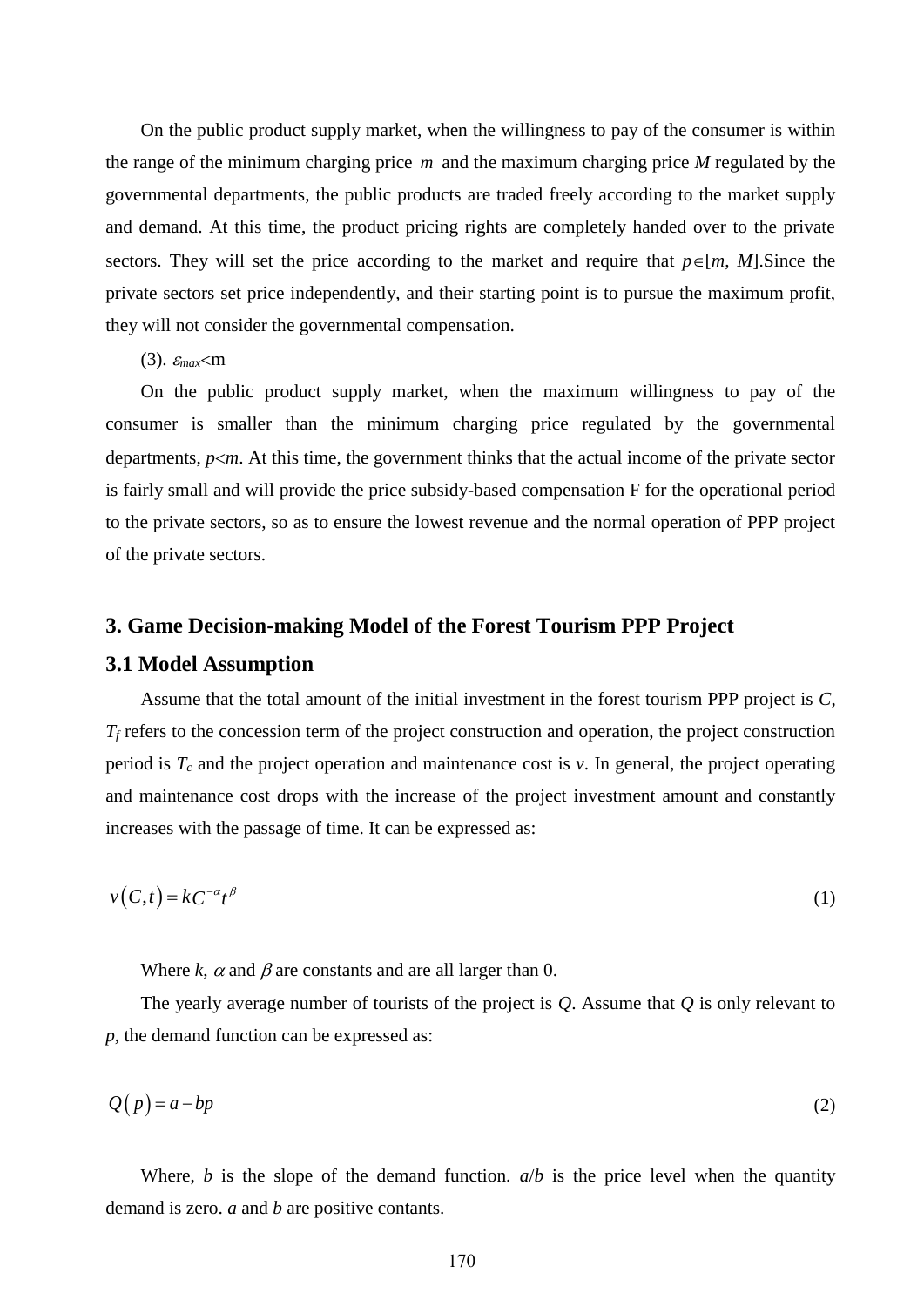On the public product supply market, when the willingness to pay of the consumer is within the range of the minimum charging price $m$ and the maximum charging price $M$ regulated by the governmental departments, the public products are traded freely according to the market supply and demand. At this time, the product pricing rights are completely handed over to the private sectors. They will set the price according to the market and require that $p \in [m, M]$.Since the private sectors set price independently, and their starting point is to pursue the maximum profit, they will not consider the governmental compensation.

(3). $\varepsilon_{max}$<m

On the public product supply market, when the maximum willingness to pay of the consumer is smaller than the minimum charging price regulated by the governmental departments, $p<m$. At this time, the government thinks that the actual income of the private sector is fairly small and will provide the price subsidy-based compensation F for the operational period to the private sectors, so as to ensure the lowest revenue and the normal operation of PPP project of the private sectors.

## 3. Game Decision-making Model of the Forest Tourism PPP Project

### 3.1 Model Assumption

Assume that the total amount of the initial investment in the forest tourism PPP project is $C$, $T_f$ refers to the concession term of the project construction and operation, the project construction period is $T_c$ and the project operation and maintenance cost is $v$. In general, the project operating and maintenance cost drops with the increase of the project investment amount and constantly increases with the passage of time. It can be expressed as:

$$v(C,t) = kC^{-\alpha}t^{\beta} \tag{1}$$

Where $k$, $\alpha$ and $\beta$ are constants and are all larger than 0.

The yearly average number of tourists of the project is $Q$. Assume that $Q$ is only relevant to $p$, the demand function can be expressed as:

$$Q(p) = a - bp \tag{2}$$

Where, $b$ is the slope of the demand function. $a/b$ is the price level when the quantity demand is zero. $a$ and $b$ are positive contants.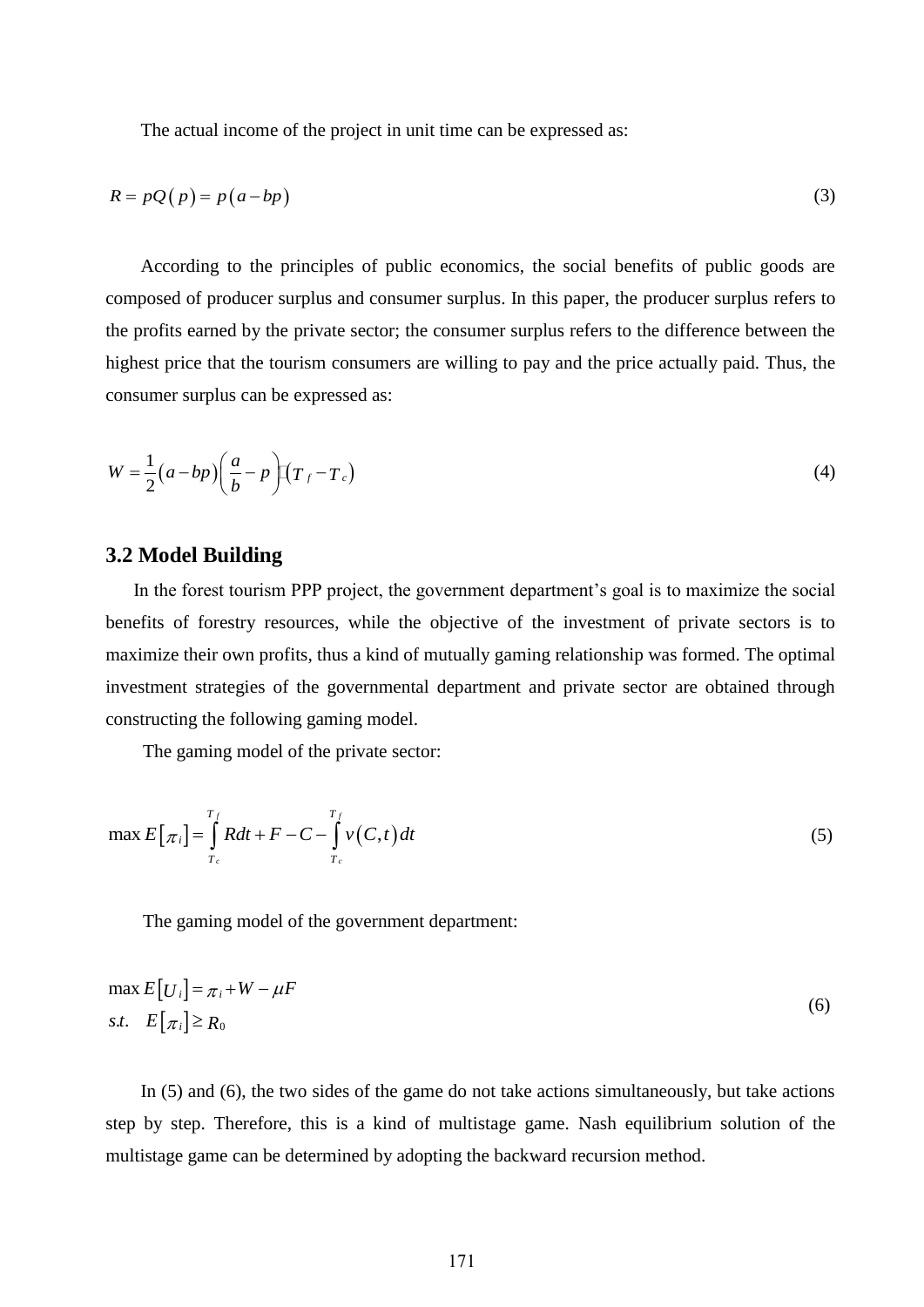The actual income of the project in unit time can be expressed as:

$$R = pQ(p) = p(a - bp) \tag{3}$$

According to the principles of public economics, the social benefits of public goods are composed of producer surplus and consumer surplus. In this paper, the producer surplus refers to the profits earned by the private sector; the consumer surplus refers to the difference between the highest price that the tourism consumers are willing to pay and the price actually paid. Thus, the consumer surplus can be expressed as:

$$W = \frac{1}{2}(a - bp)\left(\frac{a}{b} - p\right)(T_f - T_c) \tag{4}$$

## 3.2 Model Building

In the forest tourism PPP project, the government department's goal is to maximize the social benefits of forestry resources, while the objective of the investment of private sectors is to maximize their own profits, thus a kind of mutually gaming relationship was formed. The optimal investment strategies of the governmental department and private sector are obtained through constructing the following gaming model.

The gaming model of the private sector:

$$\max E[\pi_i] = \int_{T_c}^{T_f} R dt + F - C - \int_{T_c}^{T_f} v(C,t) dt \tag{5}$$

The gaming model of the government department:

$$\begin{aligned} &\max E[U_i] = \pi_i + W - \mu F \\ &s.t. \quad E[\pi_i] \geq R_0 \end{aligned} \tag{6}$$

In (5) and (6), the two sides of the game do not take actions simultaneously, but take actions step by step. Therefore, this is a kind of multistage game. Nash equilibrium solution of the multistage game can be determined by adopting the backward recursion method.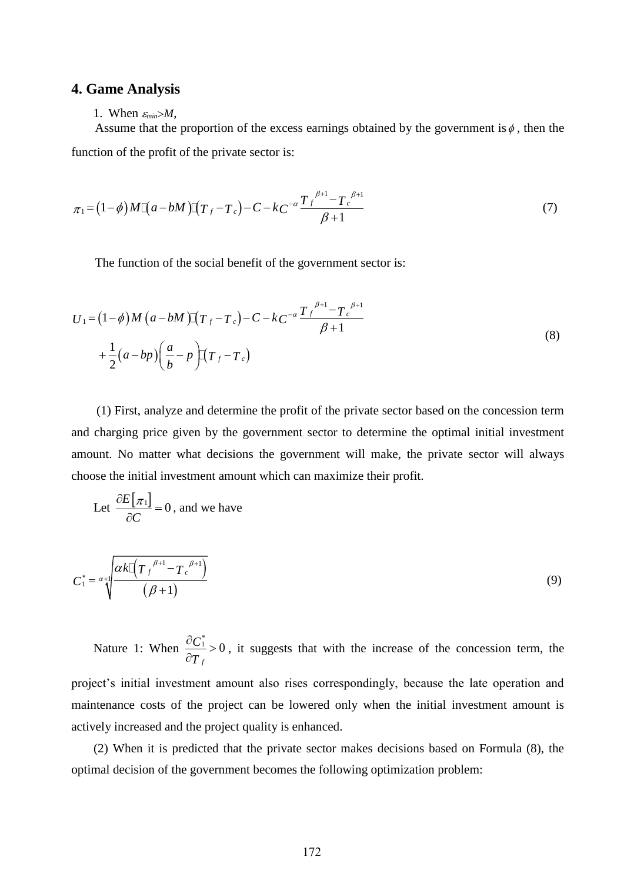## 4. Game Analysis

1. When $\varepsilon_{min}>M$,

Assume that the proportion of the excess earnings obtained by the government is $\phi$, then the function of the profit of the private sector is:

$$\pi_1=(1-\phi)M(a-bM)(T_f-T_c)-C-kC^{-\alpha}\frac{T_f^{\beta+1}-T_c^{\beta+1}}{\beta+1} \tag{7}$$

The function of the social benefit of the government sector is:

$$\begin{aligned}U_1=&(1-\phi)M(a-bM)(T_f-T_c)-C-kC^{-\alpha}\frac{T_f^{\beta+1}-T_c^{\beta+1}}{\beta+1}\\&+\frac{1}{2}(a-bp)\left(\frac{a}{b}-p\right)(T_f-T_c)\end{aligned} \tag{8}$$

(1) First, analyze and determine the profit of the private sector based on the concession term and charging price given by the government sector to determine the optimal initial investment amount. No matter what decisions the government will make, the private sector will always choose the initial investment amount which can maximize their profit.

Let $\frac{\partial E[\pi_1]}{\partial C}=0$, and we have

$$C_1^*=\sqrt[\alpha+1]{\frac{\alpha k\left(T_f^{\beta+1}-T_c^{\beta+1}\right)}{(\beta+1)}} \tag{9}$$

Nature 1: When $\frac{\partial C_1^*}{\partial T_f}>0$, it suggests that with the increase of the concession term, the project's initial investment amount also rises correspondingly, because the late operation and maintenance costs of the project can be lowered only when the initial investment amount is actively increased and the project quality is enhanced.

(2) When it is predicted that the private sector makes decisions based on Formula (8), the optimal decision of the government becomes the following optimization problem: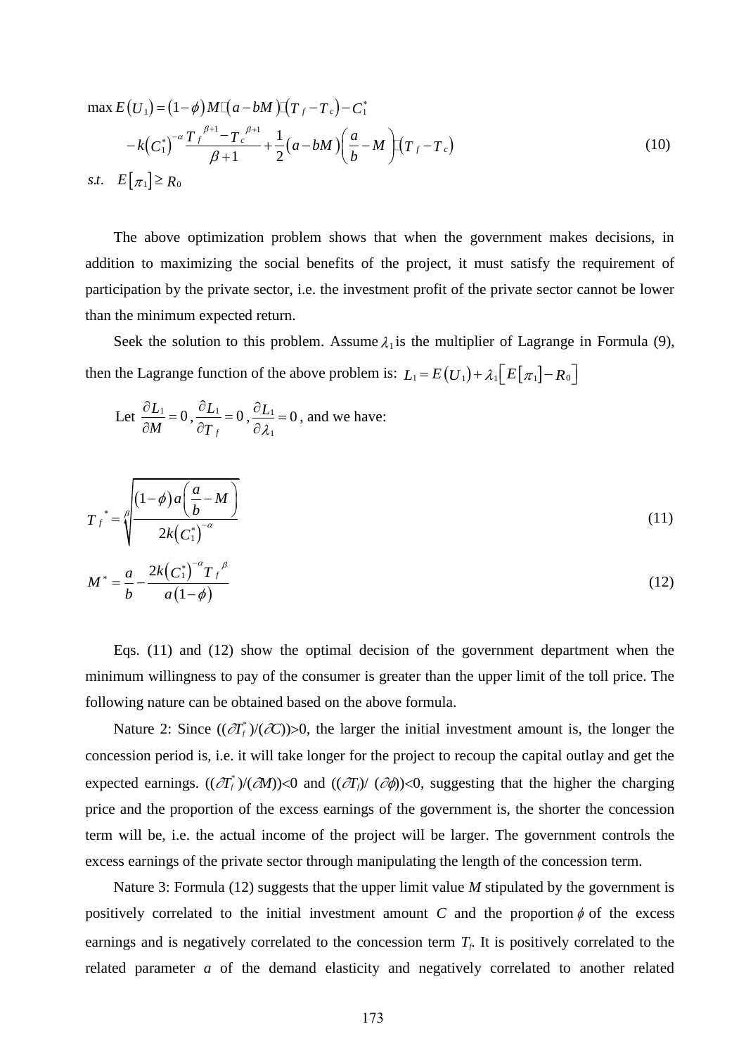$$\max E(U_1) = (1-\phi) M \cdot (a - bM) \cdot (T_f - T_c) - C_1^*$$
$$- k\left(C_1^*\right)^{-\alpha} \frac{T_f^{\ \beta+1} - T_c^{\ \beta+1}}{\beta+1} + \frac{1}{2}(a - bM)\left(\frac{a}{b} - M\right) \cdot (T_f - T_c) \tag{10}$$
$$s.t. \quad E[\pi_1] \geq R_0$$

The above optimization problem shows that when the government makes decisions, in addition to maximizing the social benefits of the project, it must satisfy the requirement of participation by the private sector, i.e. the investment profit of the private sector cannot be lower than the minimum expected return.

Seek the solution to this problem. Assume $\lambda_1$ is the multiplier of Lagrange in Formula (9), then the Lagrange function of the above problem is: $L_1 = E(U_1) + \lambda_1\left[E[\pi_1] - R_0\right]$

Let $\frac{\partial L_1}{\partial M} = 0$, $\frac{\partial L_1}{\partial T_f} = 0$, $\frac{\partial L_1}{\partial \lambda_1} = 0$, and we have:

$$T_f^{\ *} = \sqrt[\beta]{\frac{(1-\phi)a\left(\frac{a}{b} - M\right)}{2k\left(C_1^*\right)^{-\alpha}}} \tag{11}$$

$$M^* = \frac{a}{b} - \frac{2k\left(C_1^*\right)^{-\alpha} T_f^{\ \beta}}{a(1-\phi)} \tag{12}$$

Eqs. (11) and (12) show the optimal decision of the government department when the minimum willingness to pay of the consumer is greater than the upper limit of the toll price. The following nature can be obtained based on the above formula.

Nature 2: Since $((\partial T_f^*)/(\partial C))>0$, the larger the initial investment amount is, the longer the concession period is, i.e. it will take longer for the project to recoup the capital outlay and get the expected earnings. $((\partial T_f^*)/(\partial M))<0$ and $((\partial T_f)/(\partial \phi))<0$, suggesting that the higher the charging price and the proportion of the excess earnings of the government is, the shorter the concession term will be, i.e. the actual income of the project will be larger. The government controls the excess earnings of the private sector through manipulating the length of the concession term.

Nature 3: Formula (12) suggests that the upper limit value $M$ stipulated by the government is positively correlated to the initial investment amount $C$ and the proportion $\phi$ of the excess earnings and is negatively correlated to the concession term $T_f$. It is positively correlated to the related parameter $a$ of the demand elasticity and negatively correlated to another related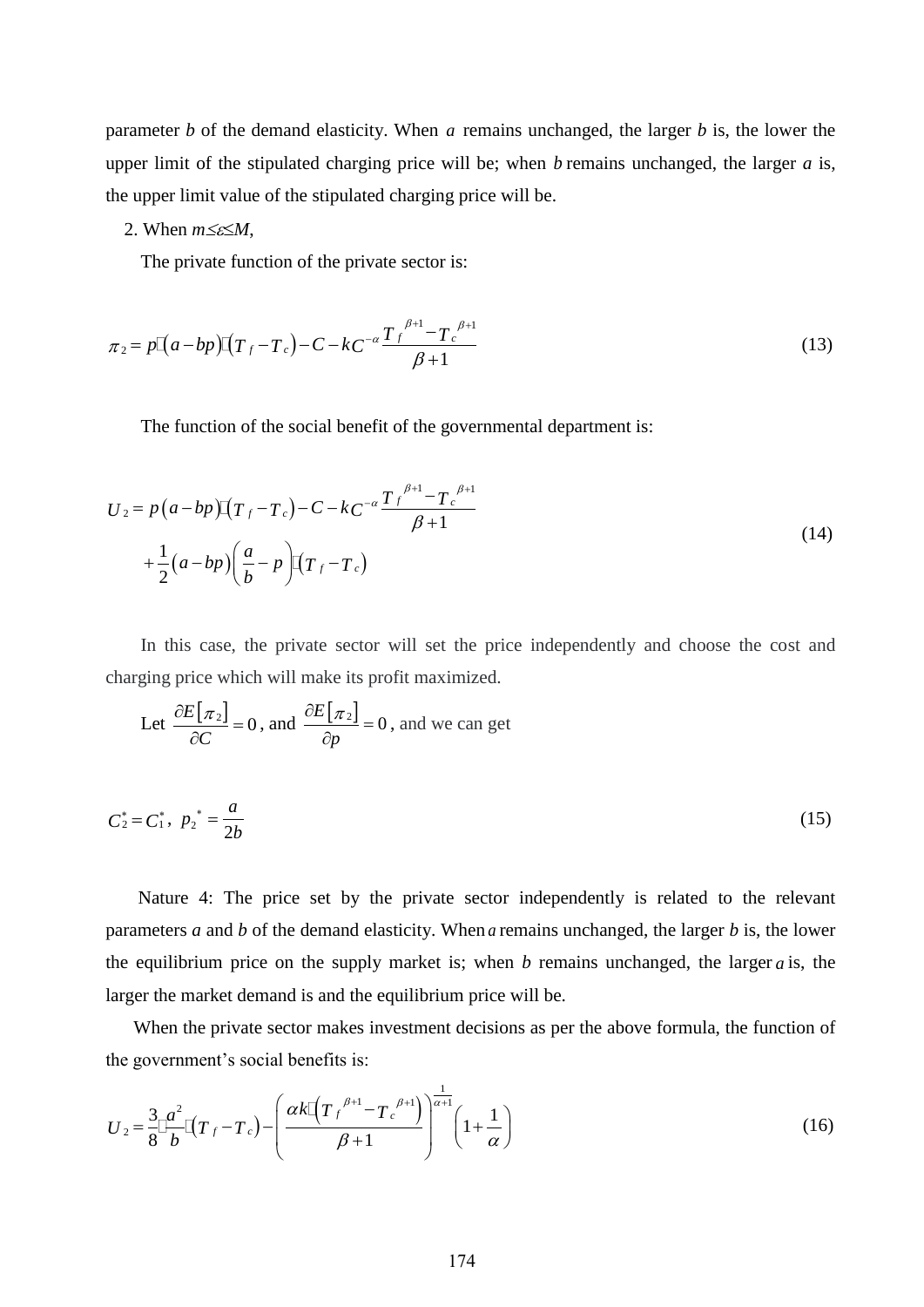parameter $b$ of the demand elasticity. When $a$ remains unchanged, the larger $b$ is, the lower the upper limit of the stipulated charging price will be; when $b$ remains unchanged, the larger $a$ is, the upper limit value of the stipulated charging price will be.

2. When $m \leq \varepsilon \leq M$,

The private function of the private sector is:

$$\pi_2 = p \cdot (a - bp) \cdot (T_f - T_c) - C - kC^{-\alpha} \frac{T_f^{\beta+1} - T_c^{\beta+1}}{\beta + 1} \tag{13}$$

The function of the social benefit of the governmental department is:

$$\begin{aligned} U_2 = & \ p(a - bp) \cdot (T_f - T_c) - C - kC^{-\alpha} \frac{T_f^{\beta+1} - T_c^{\beta+1}}{\beta + 1} \\ & + \frac{1}{2}(a - bp)\left(\frac{a}{b} - p\right) \cdot (T_f - T_c) \end{aligned} \tag{14}$$

In this case, the private sector will set the price independently and choose the cost and charging price which will make its profit maximized.

Let $\frac{\partial E[\pi_2]}{\partial C} = 0$, and $\frac{\partial E[\pi_2]}{\partial p} = 0$, and we can get

$$C_2^* = C_1^*, \ p_2^* = \frac{a}{2b} \tag{15}$$

Nature 4: The price set by the private sector independently is related to the relevant parameters $a$ and $b$ of the demand elasticity. When $a$ remains unchanged, the larger $b$ is, the lower the equilibrium price on the supply market is; when $b$ remains unchanged, the larger $a$ is, the larger the market demand is and the equilibrium price will be.

When the private sector makes investment decisions as per the above formula, the function of the government's social benefits is:

$$U_2 = \frac{3}{8} \cdot \frac{a^2}{b} \cdot (T_f - T_c) - \left(\frac{\alpha k \cdot \left(T_f^{\beta+1} - T_c^{\beta+1}\right)}{\beta + 1}\right)^{\frac{1}{\alpha+1}} \left(1 + \frac{1}{\alpha}\right) \tag{16}$$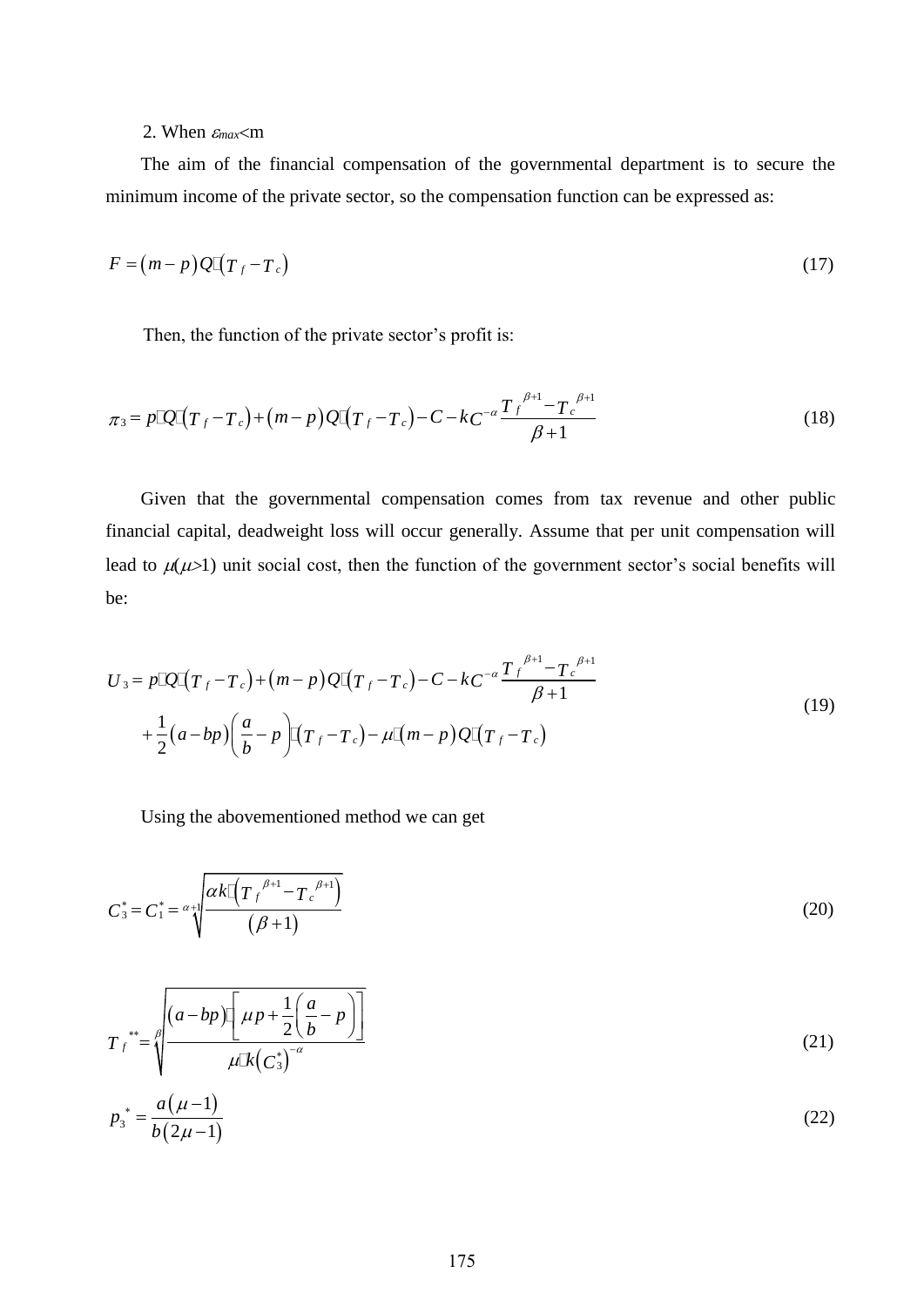2. When $\varepsilon_{max}$<m

The aim of the financial compensation of the governmental department is to secure the minimum income of the private sector, so the compensation function can be expressed as:

$$F = (m-p)Q \cdot (T_f - T_c) \tag{17}$$

Then, the function of the private sector's profit is:

$$\pi_3 = p \cdot Q \cdot (T_f - T_c) + (m-p)Q \cdot (T_f - T_c) - C - kC^{-\alpha} \frac{T_f^{\beta+1} - T_c^{\beta+1}}{\beta+1} \tag{18}$$

Given that the governmental compensation comes from tax revenue and other public financial capital, deadweight loss will occur generally. Assume that per unit compensation will lead to $\mu(\mu>1)$ unit social cost, then the function of the government sector's social benefits will be:

$$\begin{aligned} U_3 = {} & p \cdot Q \cdot (T_f - T_c) + (m-p)Q \cdot (T_f - T_c) - C - kC^{-\alpha} \frac{T_f^{\beta+1} - T_c^{\beta+1}}{\beta+1} \\ & + \frac{1}{2}(a-bp)\left(\frac{a}{b} - p\right) \cdot (T_f - T_c) - \mu \cdot (m-p)Q \cdot (T_f - T_c) \end{aligned} \tag{19}$$

Using the abovementioned method we can get

$$C_3^* = C_1^* = \sqrt[\alpha+1]{\frac{\alpha k \cdot \left(T_f^{\beta+1} - T_c^{\beta+1}\right)}{(\beta+1)}} \tag{20}$$

$$T_f^{**} = \sqrt[\beta]{\frac{(a-bp) \cdot \left[\mu p + \frac{1}{2}\left(\frac{a}{b} - p\right)\right]}{\mu \cdot k\left(C_3^*\right)^{-\alpha}}} \tag{21}$$

$$p_3^* = \frac{a(\mu-1)}{b(2\mu-1)} \tag{22}$$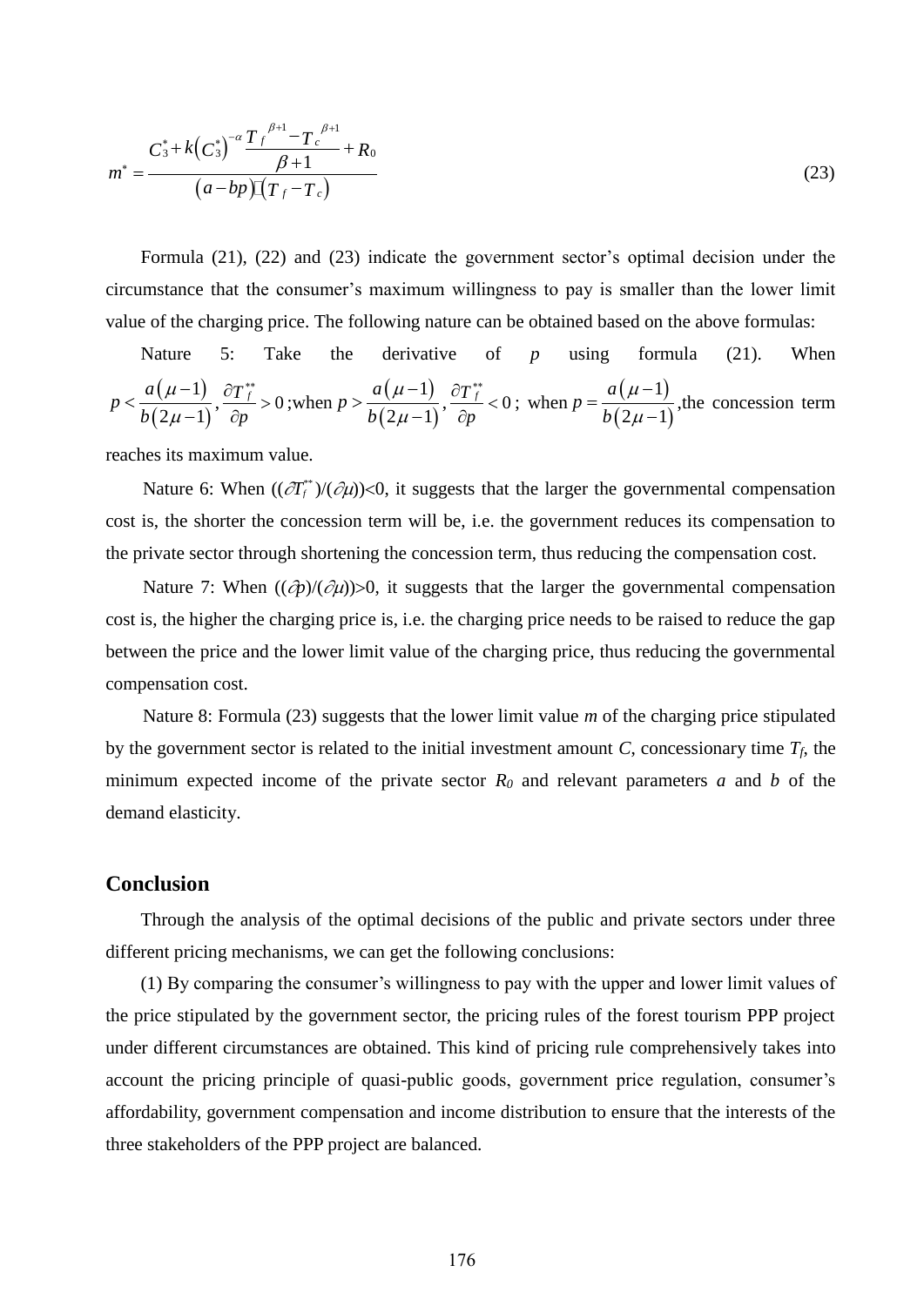$$m^* = \frac{C_3^* + k\left(C_3^*\right)^{-\alpha} \dfrac{T_f^{\ \beta+1} - T_c^{\ \beta+1}}{\beta+1} + R_0}{\left(a - bp\right)\left(T_f - T_c\right)} \tag{23}$$

Formula (21), (22) and (23) indicate the government sector's optimal decision under the circumstance that the consumer's maximum willingness to pay is smaller than the lower limit value of the charging price. The following nature can be obtained based on the above formulas:

Nature 5: Take the derivative of $p$ using formula (21). When $p < \frac{a\left(\mu-1\right)}{b\left(2\mu-1\right)}, \frac{\partial T_f^{**}}{\partial p} > 0$ ;when $p > \frac{a\left(\mu-1\right)}{b\left(2\mu-1\right)}, \frac{\partial T_f^{**}}{\partial p} < 0$ ; when $p = \frac{a\left(\mu-1\right)}{b\left(2\mu-1\right)}$ ,the concession term reaches its maximum value.

Nature 6: When $((\partial T_f^{**})/(\partial \mu)) < 0$, it suggests that the larger the governmental compensation cost is, the shorter the concession term will be, i.e. the government reduces its compensation to the private sector through shortening the concession term, thus reducing the compensation cost.

Nature 7: When $((\partial p)/(\partial \mu)) > 0$, it suggests that the larger the governmental compensation cost is, the higher the charging price is, i.e. the charging price needs to be raised to reduce the gap between the price and the lower limit value of the charging price, thus reducing the governmental compensation cost.

Nature 8: Formula (23) suggests that the lower limit value $m$ of the charging price stipulated by the government sector is related to the initial investment amount $C$, concessionary time $T_f$, the minimum expected income of the private sector $R_0$ and relevant parameters $a$ and $b$ of the demand elasticity.

## Conclusion

Through the analysis of the optimal decisions of the public and private sectors under three different pricing mechanisms, we can get the following conclusions:

(1) By comparing the consumer's willingness to pay with the upper and lower limit values of the price stipulated by the government sector, the pricing rules of the forest tourism PPP project under different circumstances are obtained. This kind of pricing rule comprehensively takes into account the pricing principle of quasi-public goods, government price regulation, consumer's affordability, government compensation and income distribution to ensure that the interests of the three stakeholders of the PPP project are balanced.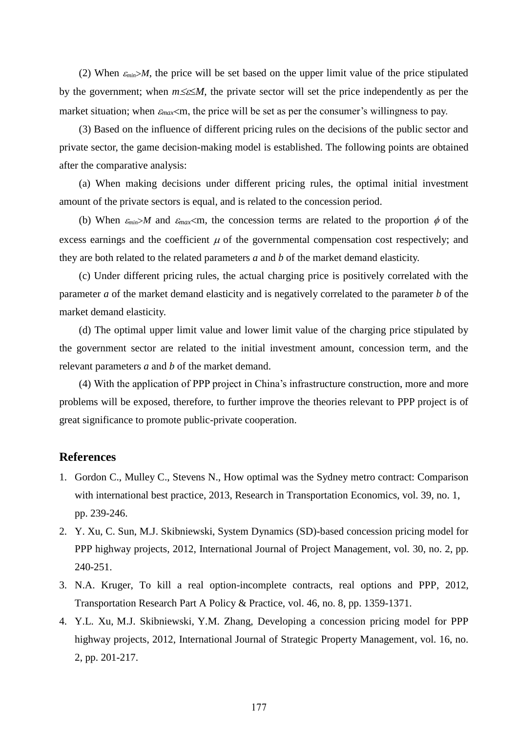(2) When $\varepsilon_{min}>M$, the price will be set based on the upper limit value of the price stipulated by the government; when $m\leq\varepsilon\leq M$, the private sector will set the price independently as per the market situation; when $\varepsilon_{max}<$m, the price will be set as per the consumer's willingness to pay.

(3) Based on the influence of different pricing rules on the decisions of the public sector and private sector, the game decision-making model is established. The following points are obtained after the comparative analysis:

(a) When making decisions under different pricing rules, the optimal initial investment amount of the private sectors is equal, and is related to the concession period.

(b) When $\varepsilon_{min}>M$ and $\varepsilon_{max}<$m, the concession terms are related to the proportion $\phi$ of the excess earnings and the coefficient $\mu$ of the governmental compensation cost respectively; and they are both related to the related parameters $a$ and $b$ of the market demand elasticity.

(c) Under different pricing rules, the actual charging price is positively correlated with the parameter $a$ of the market demand elasticity and is negatively correlated to the parameter $b$ of the market demand elasticity.

(d) The optimal upper limit value and lower limit value of the charging price stipulated by the government sector are related to the initial investment amount, concession term, and the relevant parameters $a$ and $b$ of the market demand.

(4) With the application of PPP project in China's infrastructure construction, more and more problems will be exposed, therefore, to further improve the theories relevant to PPP project is of great significance to promote public-private cooperation.

## References

1. Gordon C., Mulley C., Stevens N., How optimal was the Sydney metro contract: Comparison with international best practice, 2013, Research in Transportation Economics, vol. 39, no. 1, pp. 239-246.
2. Y. Xu, C. Sun, M.J. Skibniewski, System Dynamics (SD)-based concession pricing model for PPP highway projects, 2012, International Journal of Project Management, vol. 30, no. 2, pp. 240-251.
3. N.A. Kruger, To kill a real option-incomplete contracts, real options and PPP, 2012, Transportation Research Part A Policy & Practice, vol. 46, no. 8, pp. 1359-1371.
4. Y.L. Xu, M.J. Skibniewski, Y.M. Zhang, Developing a concession pricing model for PPP highway projects, 2012, International Journal of Strategic Property Management, vol. 16, no. 2, pp. 201-217.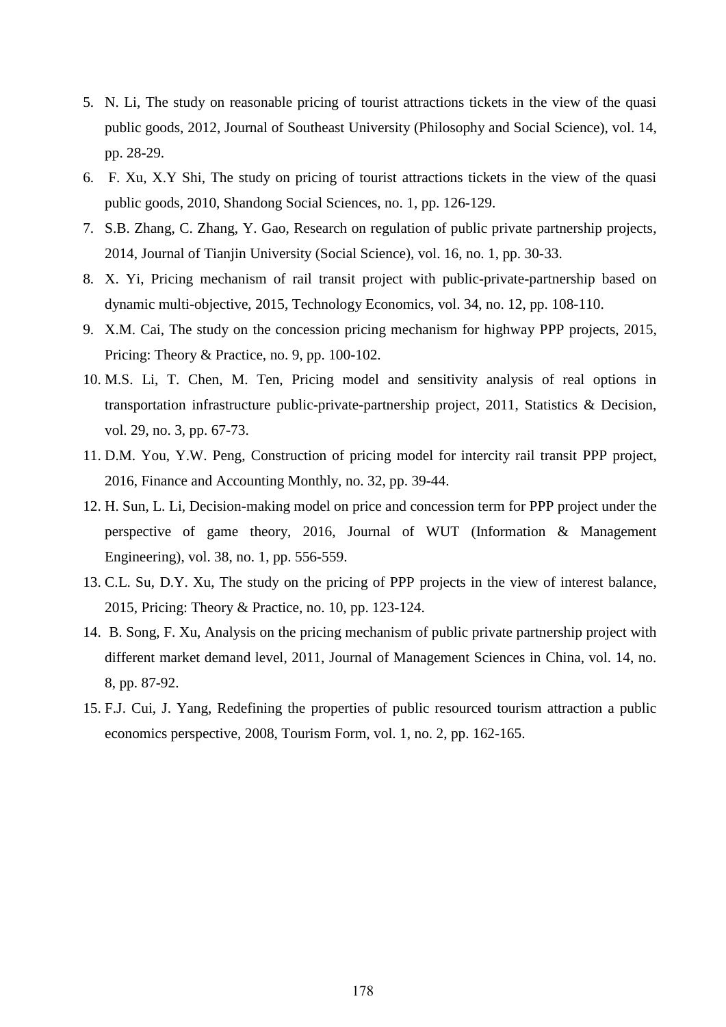5. N. Li, The study on reasonable pricing of tourist attractions tickets in the view of the quasi public goods, 2012, Journal of Southeast University (Philosophy and Social Science), vol. 14, pp. 28-29.
6. F. Xu, X.Y Shi, The study on pricing of tourist attractions tickets in the view of the quasi public goods, 2010, Shandong Social Sciences, no. 1, pp. 126-129.
7. S.B. Zhang, C. Zhang, Y. Gao, Research on regulation of public private partnership projects, 2014, Journal of Tianjin University (Social Science), vol. 16, no. 1, pp. 30-33.
8. X. Yi, Pricing mechanism of rail transit project with public-private-partnership based on dynamic multi-objective, 2015, Technology Economics, vol. 34, no. 12, pp. 108-110.
9. X.M. Cai, The study on the concession pricing mechanism for highway PPP projects, 2015, Pricing: Theory & Practice, no. 9, pp. 100-102.
10. M.S. Li, T. Chen, M. Ten, Pricing model and sensitivity analysis of real options in transportation infrastructure public-private-partnership project, 2011, Statistics & Decision, vol. 29, no. 3, pp. 67-73.
11. D.M. You, Y.W. Peng, Construction of pricing model for intercity rail transit PPP project, 2016, Finance and Accounting Monthly, no. 32, pp. 39-44.
12. H. Sun, L. Li, Decision-making model on price and concession term for PPP project under the perspective of game theory, 2016, Journal of WUT (Information & Management Engineering), vol. 38, no. 1, pp. 556-559.
13. C.L. Su, D.Y. Xu, The study on the pricing of PPP projects in the view of interest balance, 2015, Pricing: Theory & Practice, no. 10, pp. 123-124.
14. B. Song, F. Xu, Analysis on the pricing mechanism of public private partnership project with different market demand level, 2011, Journal of Management Sciences in China, vol. 14, no. 8, pp. 87-92.
15. F.J. Cui, J. Yang, Redefining the properties of public resourced tourism attraction a public economics perspective, 2008, Tourism Form, vol. 1, no. 2, pp. 162-165.